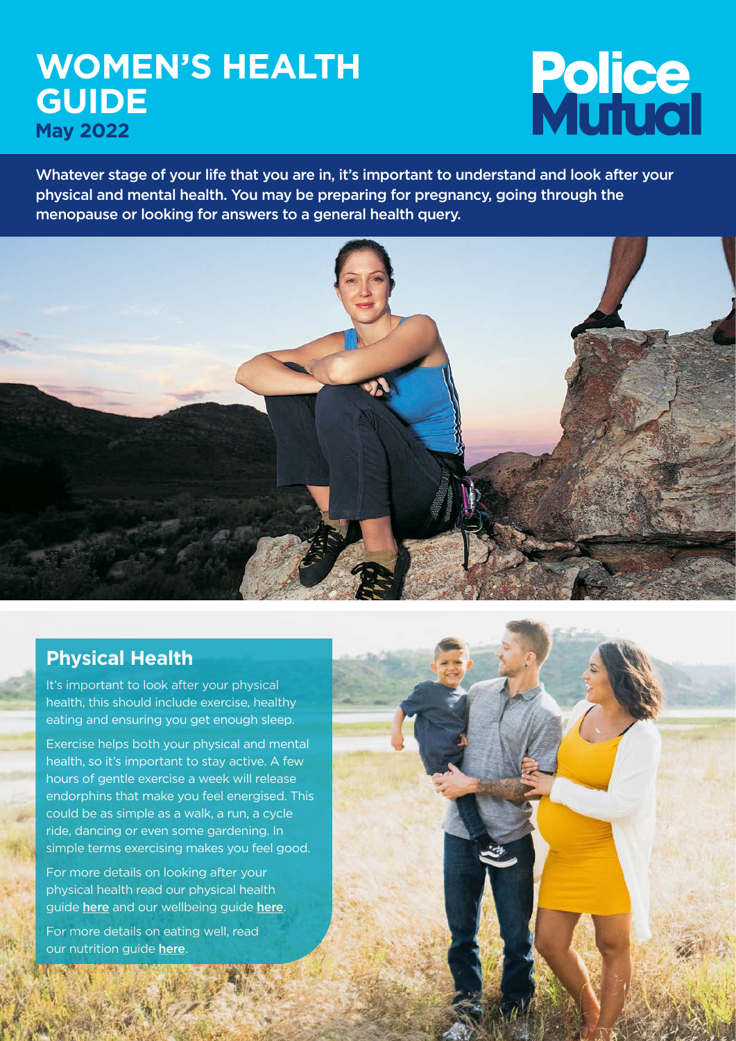# WOMEN'S HEALTH GUIDE

**May 2022**

Police Mutual

**Whatever stage of your life that you are in, it's important to understand and look after your physical and mental health. You may be preparing for pregnancy, going through the menopause or looking for answers to a general health query.**

## Physical Health

It's important to look after your physical health, this should include exercise, healthy eating and ensuring you get enough sleep.

Exercise helps both your physical and mental health, so it's important to stay active. A few hours of gentle exercise a week will release endorphins that make you feel energised. This could be as simple as a walk, a run, a cycle ride, dancing or even some gardening. In simple terms exercising makes you feel good.

For more details on looking after your physical health read our physical health guide **here** and our wellbeing guide **here**.

For more details on eating well, read our nutrition guide **here**.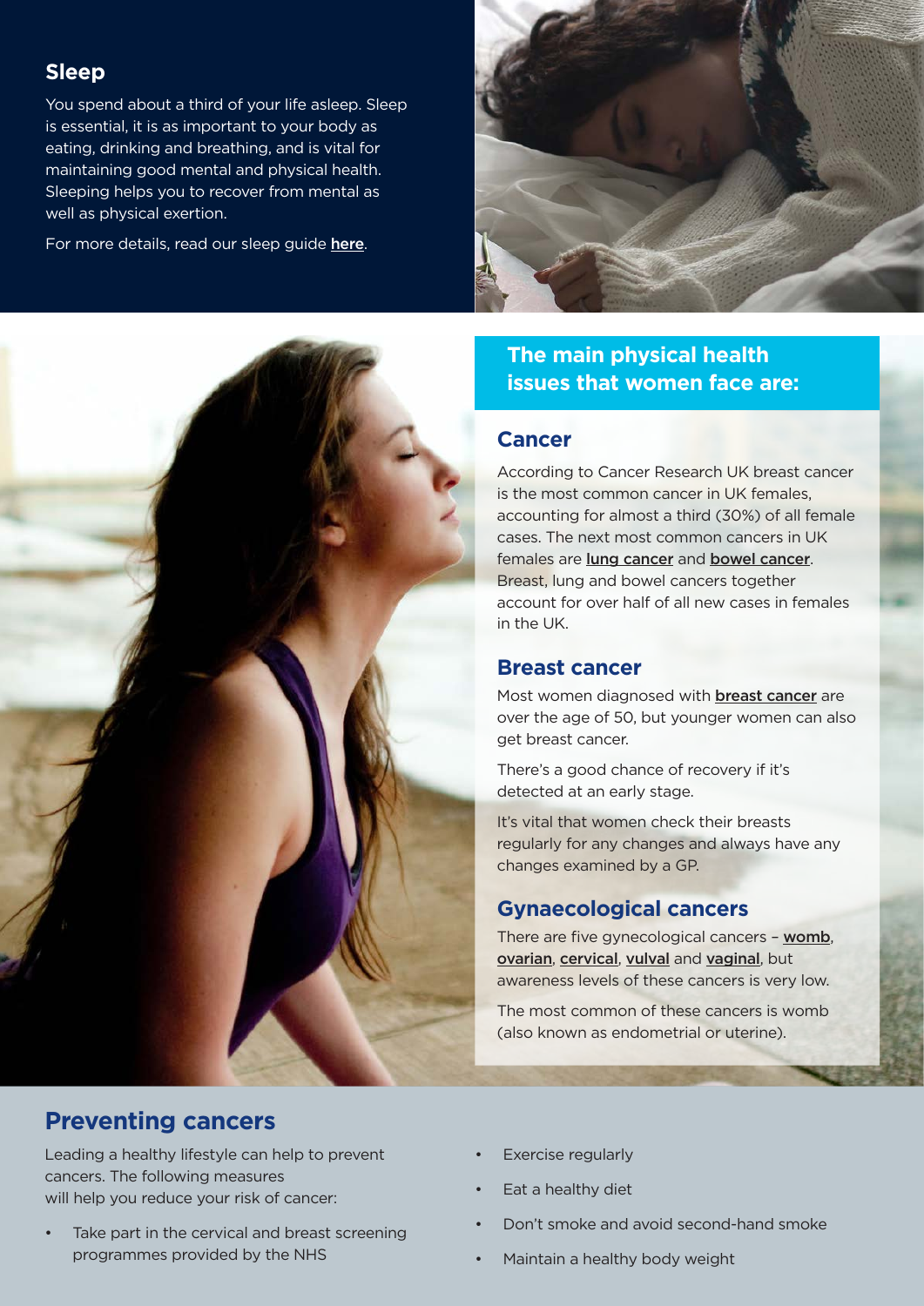## Sleep

You spend about a third of your life asleep. Sleep is essential, it is as important to your body as eating, drinking and breathing, and is vital for maintaining good mental and physical health. Sleeping helps you to recover from mental as well as physical exertion.

For more details, read our sleep guide **here**.

## The main physical health issues that women face are:

### Cancer

According to Cancer Research UK breast cancer is the most common cancer in UK females, accounting for almost a third (30%) of all female cases. The next most common cancers in UK females are **lung cancer** and **bowel cancer**. Breast, lung and bowel cancers together account for over half of all new cases in females in the UK.

### Breast cancer

Most women diagnosed with **breast cancer** are over the age of 50, but younger women can also get breast cancer.

There's a good chance of recovery if it's detected at an early stage.

It's vital that women check their breasts regularly for any changes and always have any changes examined by a GP.

### Gynaecological cancers

There are five gynecological cancers – **womb**, **ovarian**, **cervical**, **vulval** and **vaginal**, but awareness levels of these cancers is very low.

The most common of these cancers is womb (also known as endometrial or uterine).

## Preventing cancers

Leading a healthy lifestyle can help to prevent cancers. The following measures will help you reduce your risk of cancer:

- Take part in the cervical and breast screening programmes provided by the NHS
- Exercise regularly
- Eat a healthy diet
- Don't smoke and avoid second-hand smoke
- Maintain a healthy body weight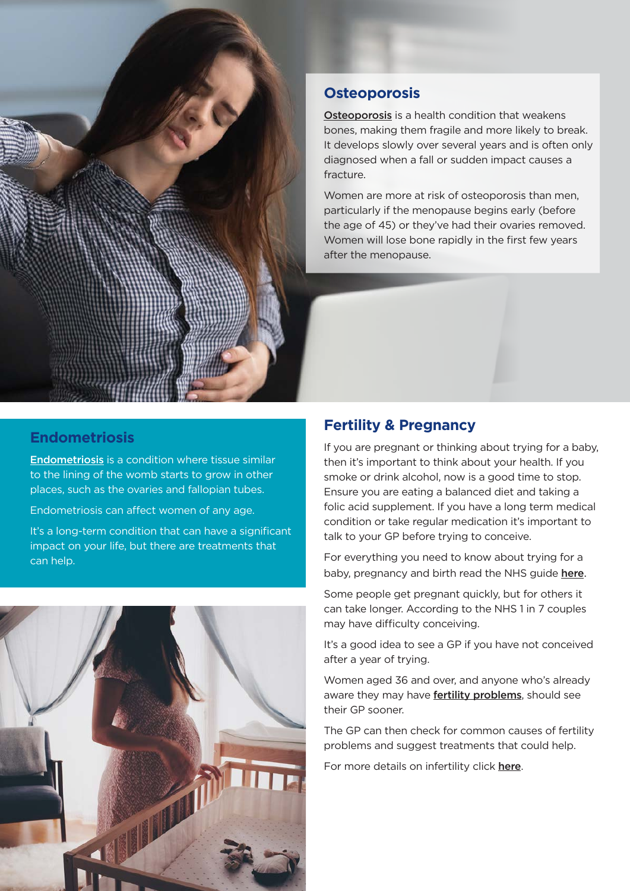## Osteoporosis

**Osteoporosis** is a health condition that weakens bones, making them fragile and more likely to break. It develops slowly over several years and is often only diagnosed when a fall or sudden impact causes a fracture.

Women are more at risk of osteoporosis than men, particularly if the menopause begins early (before the age of 45) or they've had their ovaries removed. Women will lose bone rapidly in the first few years after the menopause.

## Endometriosis

**Endometriosis** is a condition where tissue similar to the lining of the womb starts to grow in other places, such as the ovaries and fallopian tubes.

Endometriosis can affect women of any age.

It's a long-term condition that can have a significant impact on your life, but there are treatments that can help.

## Fertility & Pregnancy

If you are pregnant or thinking about trying for a baby, then it's important to think about your health. If you smoke or drink alcohol, now is a good time to stop. Ensure you are eating a balanced diet and taking a folic acid supplement. If you have a long term medical condition or take regular medication it's important to talk to your GP before trying to conceive.

For everything you need to know about trying for a baby, pregnancy and birth read the NHS guide **here**.

Some people get pregnant quickly, but for others it can take longer. According to the NHS 1 in 7 couples may have difficulty conceiving.

It's a good idea to see a GP if you have not conceived after a year of trying.

Women aged 36 and over, and anyone who's already aware they may have **fertility problems**, should see their GP sooner.

The GP can then check for common causes of fertility problems and suggest treatments that could help.

For more details on infertility click **here**.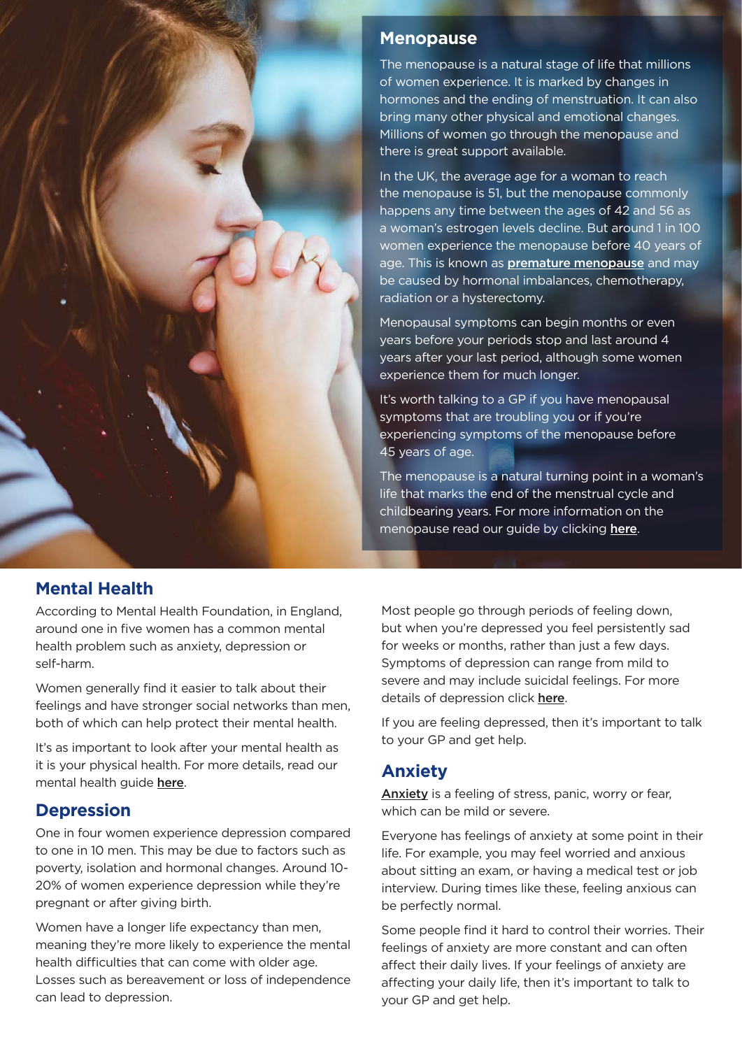## Menopause

The menopause is a natural stage of life that millions of women experience. It is marked by changes in hormones and the ending of menstruation. It can also bring many other physical and emotional changes. Millions of women go through the menopause and there is great support available.

In the UK, the average age for a woman to reach the menopause is 51, but the menopause commonly happens any time between the ages of 42 and 56 as a woman's estrogen levels decline. But around 1 in 100 women experience the menopause before 40 years of age. This is known as **premature menopause** and may be caused by hormonal imbalances, chemotherapy, radiation or a hysterectomy.

Menopausal symptoms can begin months or even years before your periods stop and last around 4 years after your last period, although some women experience them for much longer.

It's worth talking to a GP if you have menopausal symptoms that are troubling you or if you're experiencing symptoms of the menopause before 45 years of age.

The menopause is a natural turning point in a woman's life that marks the end of the menstrual cycle and childbearing years. For more information on the menopause read our guide by clicking **here**.

## Mental Health

According to Mental Health Foundation, in England, around one in five women has a common mental health problem such as anxiety, depression or self-harm.

Women generally find it easier to talk about their feelings and have stronger social networks than men, both of which can help protect their mental health.

It's as important to look after your mental health as it is your physical health. For more details, read our mental health guide **here**.

## Depression

One in four women experience depression compared to one in 10 men. This may be due to factors such as poverty, isolation and hormonal changes. Around 10-20% of women experience depression while they're pregnant or after giving birth.

Women have a longer life expectancy than men, meaning they're more likely to experience the mental health difficulties that can come with older age. Losses such as bereavement or loss of independence can lead to depression.

Most people go through periods of feeling down, but when you're depressed you feel persistently sad for weeks or months, rather than just a few days. Symptoms of depression can range from mild to severe and may include suicidal feelings. For more details of depression click **here**.

If you are feeling depressed, then it's important to talk to your GP and get help.

## Anxiety

**Anxiety** is a feeling of stress, panic, worry or fear, which can be mild or severe.

Everyone has feelings of anxiety at some point in their life. For example, you may feel worried and anxious about sitting an exam, or having a medical test or job interview. During times like these, feeling anxious can be perfectly normal.

Some people find it hard to control their worries. Their feelings of anxiety are more constant and can often affect their daily lives. If your feelings of anxiety are affecting your daily life, then it's important to talk to your GP and get help.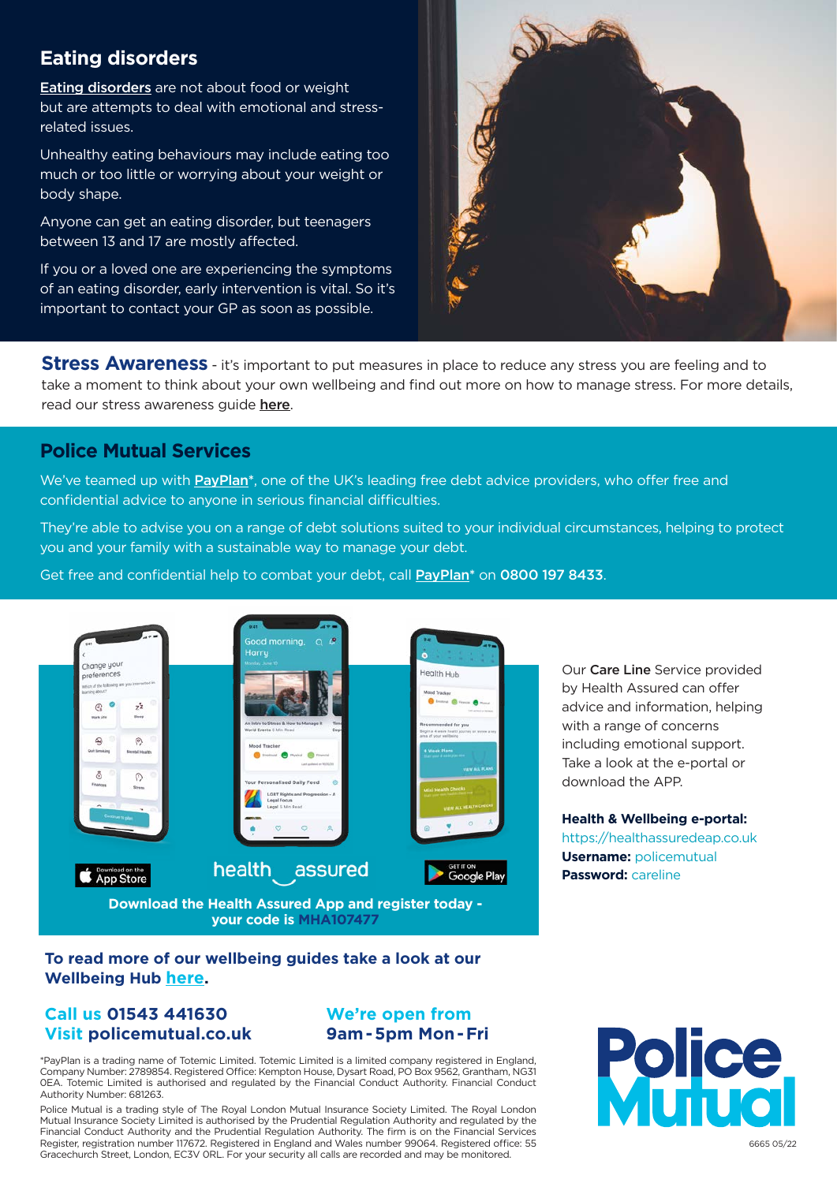## Eating disorders

Eating disorders are not about food or weight but are attempts to deal with emotional and stress-related issues.

Unhealthy eating behaviours may include eating too much or too little or worrying about your weight or body shape.

Anyone can get an eating disorder, but teenagers between 13 and 17 are mostly affected.

If you or a loved one are experiencing the symptoms of an eating disorder, early intervention is vital. So it's important to contact your GP as soon as possible.

**Stress Awareness** - it's important to put measures in place to reduce any stress you are feeling and to take a moment to think about your own wellbeing and find out more on how to manage stress. For more details, read our stress awareness guide here.

## Police Mutual Services

We've teamed up with PayPlan*, one of the UK's leading free debt advice providers, who offer free and confidential advice to anyone in serious financial difficulties.

They're able to advise you on a range of debt solutions suited to your individual circumstances, helping to protect you and your family with a sustainable way to manage your debt.

Get free and confidential help to combat your debt, call PayPlan* on **0800 197 8433**.

health assured

**Download the Health Assured App and register today - your code is MHA107477**

Our **Care Line** Service provided by Health Assured can offer advice and information, helping with a range of concerns including emotional support. Take a look at the e-portal or download the APP.

**Health & Wellbeing e-portal:** https://healthassuredeap.co.uk
**Username:** policemutual
**Password:** careline

**To read more of our wellbeing guides take a look at our Wellbeing Hub here.**

**Call us 01543 441630**
**Visit policemutual.co.uk**

**We're open from 9am - 5pm Mon - Fri**

*PayPlan is a trading name of Totemic Limited. Totemic Limited is a limited company registered in England, Company Number: 2789854. Registered Office: Kempton House, Dysart Road, PO Box 9562, Grantham, NG31 0EA. Totemic Limited is authorised and regulated by the Financial Conduct Authority. Financial Conduct Authority Number: 681263.

Police Mutual is a trading style of The Royal London Mutual Insurance Society Limited. The Royal London Mutual Insurance Society Limited is authorised by the Prudential Regulation Authority and regulated by the Financial Conduct Authority and the Prudential Regulation Authority. The firm is on the Financial Services Register, registration number 117672. Registered in England and Wales number 99064. Registered office: 55 Gracechurch Street, London, EC3V 0RL. For your security all calls are recorded and may be monitored.

Police Mutual

6665 05/22